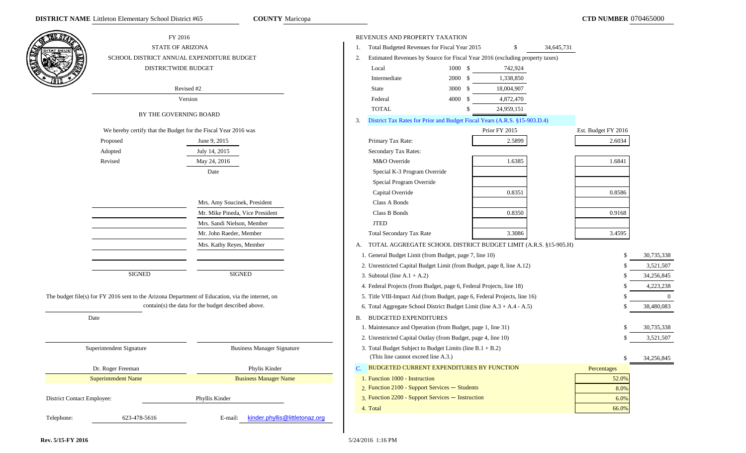**DISTRICT NAME** Littleton Elementary School District #65 **COUNTY** Maricopa **CTD NUMBER** 070465000

# FY 2016
## STATE OF ARIZONA
## SCHOOL DISTRICT ANNUAL EXPENDITURE BUDGET
## DISTRICTWIDE BUDGET

Revised #2

Version

BY THE GOVERNING BOARD

We hereby certify that the Budget for the Fiscal Year 2016 was

| | Date |
|---|---|
| Proposed | June 9, 2015 |
| Adopted | July 14, 2015 |
| Revised | May 24, 2016 |

| SIGNED | SIGNED |
|---|---|
| | Mrs. Amy Soucinek, President |
| | Mr. Mike Pineda, Vice President |
| | Mrs. Sandi Nielson, Member |
| | Mr. John Raeder, Member |
| | Mrs. Kathy Reyes, Member |

The budget file(s) for FY 2016 sent to the Arizona Department of Education, via the internet, on ____________ contain(s) the data for the budget described above.

Date

| Superintendent Signature | Business Manager Signature |
|---|---|
| Dr. Roger Freeman | Phylis Kinder |
| Superintendent Name | Business Manager Name |

District Contact Employee: Phyllis Kinder

Telephone: 623-478-5616 E-mail: kinder.phyllis@littletonaz.org

## REVENUES AND PROPERTY TAXATION

1. Total Budgeted Revenues for Fiscal Year 2015 $ 34,645,731
2. Estimated Revenues by Source for Fiscal Year 2016 (excluding property taxes)

| Source | Code | Amount |
|---|---|---|
| Local | 1000 | $ 742,924 |
| Intermediate | 2000 | $ 1,338,850 |
| State | 3000 | $ 18,004,907 |
| Federal | 4000 | $ 4,872,470 |
| TOTAL | | $ 24,959,151 |

3. District Tax Rates for Prior and Budget Fiscal Years (A.R.S. §15-903.D.4)

| | Prior FY 2015 | Est. Budget FY 2016 |
|---|---|---|
| Primary Tax Rate: | 2.5899 | 2.6034 |
| Secondary Tax Rates: | | |
| M&O Override | 1.6385 | 1.6841 |
| Special K-3 Program Override | | |
| Special Program Override | | |
| Capital Override | 0.8351 | 0.8586 |
| Class A Bonds | | |
| Class B Bonds | 0.8350 | 0.9168 |
| JTED | | |
| Total Secondary Tax Rate | 3.3086 | 3.4595 |

### A. TOTAL AGGREGATE SCHOOL DISTRICT BUDGET LIMIT (A.R.S. §15-905.H)

| | |
|---|---|
| 1. General Budget Limit (from Budget, page 7, line 10) | $ 30,735,338 |
| 2. Unrestricted Capital Budget Limit (from Budget, page 8, line A.12) | $ 3,521,507 |
| 3. Subtotal (line A.1 + A.2) | $ 34,256,845 |
| 4. Federal Projects (from Budget, page 6, Federal Projects, line 18) | $ 4,223,238 |
| 5. Title VIII-Impact Aid (from Budget, page 6, Federal Projects, line 16) | $ 0 |
| 6. Total Aggregate School District Budget Limit (line A.3 + A.4 - A.5) | $ 38,480,083 |

### B. BUDGETED EXPENDITURES

| | |
|---|---|
| 1. Maintenance and Operation (from Budget, page 1, line 31) | $ 30,735,338 |
| 2. Unrestricted Capital Outlay (from Budget, page 4, line 10) | $ 3,521,507 |
| 3. Total Budget Subject to Budget Limits (line B.1 + B.2) (This line cannot exceed line A.3.) | $ 34,256,845 |

### C. BUDGETED CURRENT EXPENDITURES BY FUNCTION

| | Percentages |
|---|---|
| 1. Function 1000 - Instruction | 52.0% |
| 2. Function 2100 - Support Services — Students | 8.0% |
| 3. Function 2200 - Support Services — Instruction | 6.0% |
| 4. Total | 66.0% |

Rev. 5/15-FY 2016 5/24/2016 1:16 PM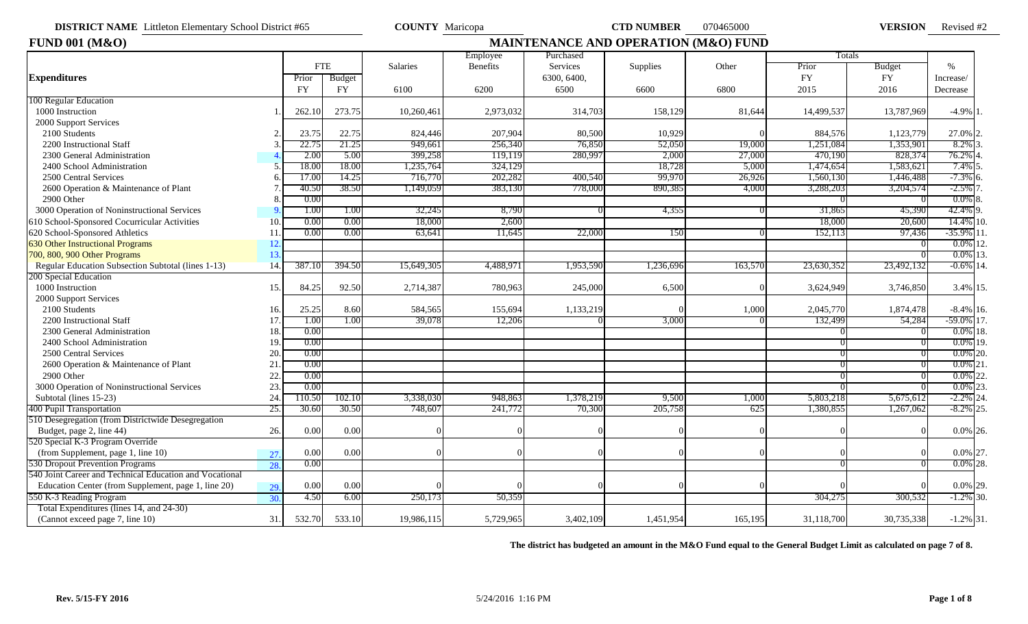**DISTRICT NAME** Littleton Elementary School District #65 **COUNTY** Maricopa **CTD NUMBER** 070465000 **VERSION** Revised #2

## FUND 001 (M&O) — MAINTENANCE AND OPERATION (M&O) FUND

| Expenditures | | FTE Prior FY | FTE Budget FY | Salaries 6100 | Employee Benefits 6200 | Purchased Services 6300, 6400, 6500 | Supplies 6600 | Other 6800 | Totals Prior FY 2015 | Totals Budget FY 2016 | % Increase/ Decrease | |
|---|---|---|---|---|---|---|---|---|---|---|---|---|
| 100 Regular Education | | | | | | | | | | | | |
| 1000 Instruction | 1. | 262.10 | 273.75 | 10,260,461 | 2,973,032 | 314,703 | 158,129 | 81,644 | 14,499,537 | 13,787,969 | -4.9% | 1. |
| 2000 Support Services | | | | | | | | | | | | |
| 2100 Students | 2. | 23.75 | 22.75 | 824,446 | 207,904 | 80,500 | 10,929 | 0 | 884,576 | 1,123,779 | 27.0% | 2. |
| 2200 Instructional Staff | 3. | 22.75 | 21.25 | 949,661 | 256,340 | 76,850 | 52,050 | 19,000 | 1,251,084 | 1,353,901 | 8.2% | 3. |
| 2300 General Administration | 4. | 2.00 | 5.00 | 399,258 | 119,119 | 280,997 | 2,000 | 27,000 | 470,190 | 828,374 | 76.2% | 4. |
| 2400 School Administration | 5. | 18.00 | 18.00 | 1,235,764 | 324,129 | | 18,728 | 5,000 | 1,474,654 | 1,583,621 | 7.4% | 5. |
| 2500 Central Services | 6. | 17.00 | 14.25 | 716,770 | 202,282 | 400,540 | 99,970 | 26,926 | 1,560,130 | 1,446,488 | -7.3% | 6. |
| 2600 Operation & Maintenance of Plant | 7. | 40.50 | 38.50 | 1,149,059 | 383,130 | 778,000 | 890,385 | 4,000 | 3,288,203 | 3,204,574 | -2.5% | 7. |
| 2900 Other | 8. | 0.00 | | | | | | | 0 | 0 | 0.0% | 8. |
| 3000 Operation of Noninstructional Services | 9. | 1.00 | 1.00 | 32,245 | 8,790 | 0 | 4,355 | 0 | 31,865 | 45,390 | 42.4% | 9. |
| 610 School-Sponsored Cocurricular Activities | 10. | 0.00 | 0.00 | 18,000 | 2,600 | | | | 18,000 | 20,600 | 14.4% | 10. |
| 620 School-Sponsored Athletics | 11. | 0.00 | 0.00 | 63,641 | 11,645 | 22,000 | 150 | 0 | 152,113 | 97,436 | -35.9% | 11. |
| 630 Other Instructional Programs | 12. | | | | | | | | | 0 | 0.0% | 12. |
| 700, 800, 900 Other Programs | 13. | | | | | | | | | 0 | 0.0% | 13. |
| Regular Education Subsection Subtotal (lines 1-13) | 14. | 387.10 | 394.50 | 15,649,305 | 4,488,971 | 1,953,590 | 1,236,696 | 163,570 | 23,630,352 | 23,492,132 | -0.6% | 14. |
| 200 Special Education | | | | | | | | | | | | |
| 1000 Instruction | 15. | 84.25 | 92.50 | 2,714,387 | 780,963 | 245,000 | 6,500 | 0 | 3,624,949 | 3,746,850 | 3.4% | 15. |
| 2000 Support Services | | | | | | | | | | | | |
| 2100 Students | 16. | 25.25 | 8.60 | 584,565 | 155,694 | 1,133,219 | 0 | 1,000 | 2,045,770 | 1,874,478 | -8.4% | 16. |
| 2200 Instructional Staff | 17. | 1.00 | 1.00 | 39,078 | 12,206 | 0 | 3,000 | 0 | 132,499 | 54,284 | -59.0% | 17. |
| 2300 General Administration | 18. | 0.00 | | | | | | | 0 | 0 | 0.0% | 18. |
| 2400 School Administration | 19. | 0.00 | | | | | | | 0 | 0 | 0.0% | 19. |
| 2500 Central Services | 20. | 0.00 | | | | | | | 0 | 0 | 0.0% | 20. |
| 2600 Operation & Maintenance of Plant | 21. | 0.00 | | | | | | | 0 | 0 | 0.0% | 21. |
| 2900 Other | 22. | 0.00 | | | | | | | 0 | 0 | 0.0% | 22. |
| 3000 Operation of Noninstructional Services | 23. | 0.00 | | | | | | | 0 | 0 | 0.0% | 23. |
| Subtotal (lines 15-23) | 24. | 110.50 | 102.10 | 3,338,030 | 948,863 | 1,378,219 | 9,500 | 1,000 | 5,803,218 | 5,675,612 | -2.2% | 24. |
| 400 Pupil Transportation | 25. | 30.60 | 30.50 | 748,607 | 241,772 | 70,300 | 205,758 | 625 | 1,380,855 | 1,267,062 | -8.2% | 25. |
| 510 Desegregation (from Districtwide Desegregation Budget, page 2, line 44) | 26. | 0.00 | 0.00 | 0 | 0 | 0 | 0 | 0 | 0 | 0 | 0.0% | 26. |
| 520 Special K-3 Program Override (from Supplement, page 1, line 10) | 27. | 0.00 | 0.00 | 0 | 0 | 0 | 0 | 0 | 0 | 0 | 0.0% | 27. |
| 530 Dropout Prevention Programs | 28. | 0.00 | | | | | | | 0 | 0 | 0.0% | 28. |
| 540 Joint Career and Technical Education and Vocational Education Center (from Supplement, page 1, line 20) | 29. | 0.00 | 0.00 | 0 | 0 | 0 | 0 | 0 | 0 | 0 | 0.0% | 29. |
| 550 K-3 Reading Program | 30. | 4.50 | 6.00 | 250,173 | 50,359 | | | | 304,275 | 300,532 | -1.2% | 30. |
| Total Expenditures (lines 14, and 24-30) (Cannot exceed page 7, line 10) | 31. | 532.70 | 533.10 | 19,986,115 | 5,729,965 | 3,402,109 | 1,451,954 | 165,195 | 31,118,700 | 30,735,338 | -1.2% | 31. |

**The district has budgeted an amount in the M&O Fund equal to the General Budget Limit as calculated on page 7 of 8.**

**Rev. 5/15-FY 2016** 5/24/2016 1:16 PM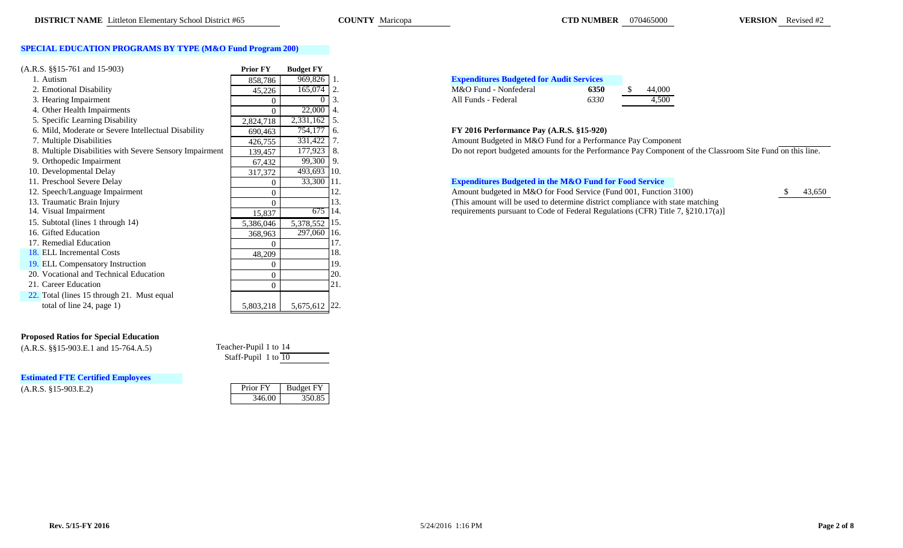**DISTRICT NAME** Littleton Elementary School District #65 **COUNTY** Maricopa **CTD NUMBER** 070465000 **VERSION** Revised #2

## SPECIAL EDUCATION PROGRAMS BY TYPE (M&O Fund Program 200)

| (A.R.S. §§15-761 and 15-903) | Prior FY | Budget FY | |
|---|---|---|---|
| 1. Autism | 858,786 | 969,826 | 1. |
| 2. Emotional Disability | 45,226 | 165,074 | 2. |
| 3. Hearing Impairment | 0 | 0 | 3. |
| 4. Other Health Impairments | 0 | 22,000 | 4. |
| 5. Specific Learning Disability | 2,824,718 | 2,331,162 | 5. |
| 6. Mild, Moderate or Severe Intellectual Disability | 690,463 | 754,177 | 6. |
| 7. Multiple Disabilities | 426,755 | 331,422 | 7. |
| 8. Multiple Disabilities with Severe Sensory Impairment | 139,457 | 177,923 | 8. |
| 9. Orthopedic Impairment | 67,432 | 99,300 | 9. |
| 10. Developmental Delay | 317,372 | 493,693 | 10. |
| 11. Preschool Severe Delay | 0 | 33,300 | 11. |
| 12. Speech/Language Impairment | 0 | | 12. |
| 13. Traumatic Brain Injury | 0 | | 13. |
| 14. Visual Impairment | 15,837 | 675 | 14. |
| 15. Subtotal (lines 1 through 14) | 5,386,046 | 5,378,552 | 15. |
| 16. Gifted Education | 368,963 | 297,060 | 16. |
| 17. Remedial Education | 0 | | 17. |
| 18. ELL Incremental Costs | 48,209 | | 18. |
| 19. ELL Compensatory Instruction | 0 | | 19. |
| 20. Vocational and Technical Education | 0 | | 20. |
| 21. Career Education | 0 | | 21. |
| 22. Total (lines 15 through 21. Must equal total of line 24, page 1) | 5,803,218 | 5,675,612 | 22. |

### Proposed Ratios for Special Education

(A.R.S. §§15-903.E.1 and 15-764.A.5)

Teacher-Pupil 1 to 14

Staff-Pupil 1 to 10

### Estimated FTE Certified Employees

(A.R.S. §15-903.E.2)

| Prior FY | Budget FY |
|---|---|
| 346.00 | 350.85 |

### Expenditures Budgeted for Audit Services

| | | |
|---|---|---|
| M&O Fund - Nonfederal | 6350 | $ 44,000 |
| All Funds - Federal | *6330* | 4,500 |

### FY 2016 Performance Pay (A.R.S. §15-920)

Amount Budgeted in M&O Fund for a Performance Pay Component

Do not report budgeted amounts for the Performance Pay Component of the Classroom Site Fund on this line.

### Expenditures Budgeted in the M&O Fund for Food Service

Amount budgeted in M&O for Food Service (Fund 001, Function 3100) $ 43,650

(This amount will be used to determine district compliance with state matching requirements pursuant to Code of Federal Regulations (CFR) Title 7, §210.17(a)]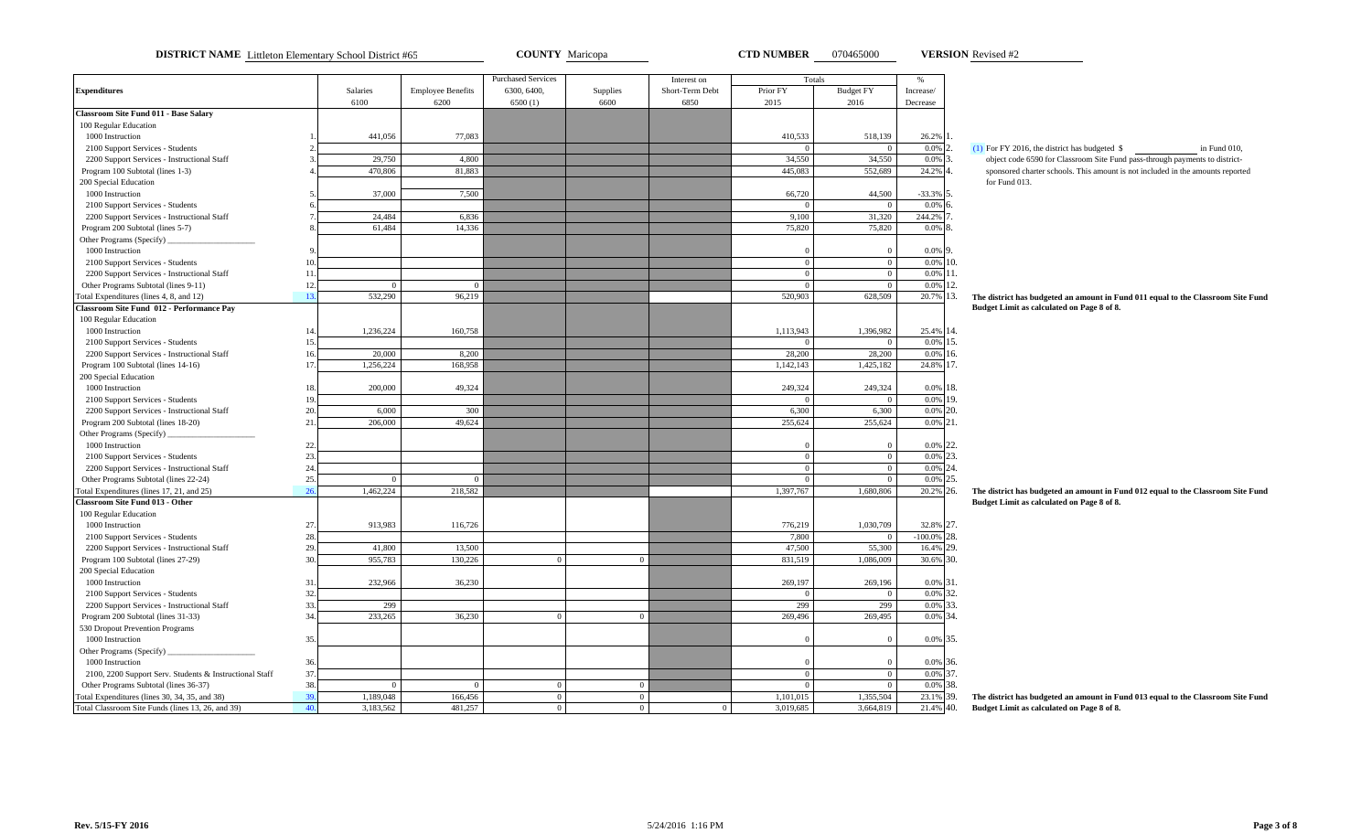**DISTRICT NAME** Littleton Elementary School District #65 **COUNTY** Maricopa **CTD NUMBER** 070465000 **VERSION** Revised #2

| Expenditures | | Salaries 6100 | Employee Benefits 6200 | Purchased Services 6300, 6400, 6500 (1) | Supplies 6600 | Interest on Short-Term Debt 6850 | Totals Prior FY 2015 | Totals Budget FY 2016 | % Increase/ Decrease | |
|---|---|---|---|---|---|---|---|---|---|---|
| **Classroom Site Fund 011 - Base Salary** | | | | | | | | | | |
| 100 Regular Education | | | | | | | | | | |
| 1000 Instruction | 1. | 441,056 | 77,083 | | | | 410,533 | 518,139 | 26.2% | 1. |
| 2100 Support Services - Students | 2. | | | | | | 0 | 0 | 0.0% | 2. |
| 2200 Support Services - Instructional Staff | 3. | 29,750 | 4,800 | | | | 34,550 | 34,550 | 0.0% | 3. |
| Program 100 Subtotal (lines 1-3) | 4. | 470,806 | 81,883 | | | | 445,083 | 552,689 | 24.2% | 4. |
| 200 Special Education | | | | | | | | | | |
| 1000 Instruction | 5. | 37,000 | 7,500 | | | | 66,720 | 44,500 | -33.3% | 5. |
| 2100 Support Services - Students | 6. | | | | | | 0 | 0 | 0.0% | 6. |
| 2200 Support Services - Instructional Staff | 7. | 24,484 | 6,836 | | | | 9,100 | 31,320 | 244.2% | 7. |
| Program 200 Subtotal (lines 5-7) | 8. | 61,484 | 14,336 | | | | 75,820 | 75,820 | 0.0% | 8. |
| Other Programs (Specify) ____________ | | | | | | | | | | |
| 1000 Instruction | 9. | | | | | | 0 | 0 | 0.0% | 9. |
| 2100 Support Services - Students | 10. | | | | | | 0 | 0 | 0.0% | 10. |
| 2200 Support Services - Instructional Staff | 11. | | | | | | 0 | 0 | 0.0% | 11. |
| Other Programs Subtotal (lines 9-11) | 12. | 0 | 0 | | | | 0 | 0 | 0.0% | 12. |
| Total Expenditures (lines 4, 8, and 12) | 13. | 532,290 | 96,219 | | | | 520,903 | 628,509 | 20.7% | 13. |
| **Classroom Site Fund 012 - Performance Pay** | | | | | | | | | | |
| 100 Regular Education | | | | | | | | | | |
| 1000 Instruction | 14. | 1,236,224 | 160,758 | | | | 1,113,943 | 1,396,982 | 25.4% | 14. |
| 2100 Support Services - Students | 15. | | | | | | 0 | 0 | 0.0% | 15. |
| 2200 Support Services - Instructional Staff | 16. | 20,000 | 8,200 | | | | 28,200 | 28,200 | 0.0% | 16. |
| Program 100 Subtotal (lines 14-16) | 17. | 1,256,224 | 168,958 | | | | 1,142,143 | 1,425,182 | 24.8% | 17. |
| 200 Special Education | | | | | | | | | | |
| 1000 Instruction | 18. | 200,000 | 49,324 | | | | 249,324 | 249,324 | 0.0% | 18. |
| 2100 Support Services - Students | 19. | | | | | | 0 | 0 | 0.0% | 19. |
| 2200 Support Services - Instructional Staff | 20. | 6,000 | 300 | | | | 6,300 | 6,300 | 0.0% | 20. |
| Program 200 Subtotal (lines 18-20) | 21. | 206,000 | 49,624 | | | | 255,624 | 255,624 | 0.0% | 21. |
| Other Programs (Specify) ____________ | | | | | | | | | | |
| 1000 Instruction | 22. | | | | | | 0 | 0 | 0.0% | 22. |
| 2100 Support Services - Students | 23. | | | | | | 0 | 0 | 0.0% | 23. |
| 2200 Support Services - Instructional Staff | 24. | | | | | | 0 | 0 | 0.0% | 24. |
| Other Programs Subtotal (lines 22-24) | 25. | 0 | 0 | | | | 0 | 0 | 0.0% | 25. |
| Total Expenditures (lines 17, 21, and 25) | 26. | 1,462,224 | 218,582 | | | | 1,397,767 | 1,680,806 | 20.2% | 26. |
| **Classroom Site Fund 013 - Other** | | | | | | | | | | |
| 100 Regular Education | | | | | | | | | | |
| 1000 Instruction | 27. | 913,983 | 116,726 | | | | 776,219 | 1,030,709 | 32.8% | 27. |
| 2100 Support Services - Students | 28. | | | | | | 7,800 | 0 | -100.0% | 28. |
| 2200 Support Services - Instructional Staff | 29. | 41,800 | 13,500 | | | | 47,500 | 55,300 | 16.4% | 29. |
| Program 100 Subtotal (lines 27-29) | 30. | 955,783 | 130,226 | 0 | 0 | | 831,519 | 1,086,009 | 30.6% | 30. |
| 200 Special Education | | | | | | | | | | |
| 1000 Instruction | 31. | 232,966 | 36,230 | | | | 269,197 | 269,196 | 0.0% | 31. |
| 2100 Support Services - Students | 32. | | | | | | 0 | 0 | 0.0% | 32. |
| 2200 Support Services - Instructional Staff | 33. | 299 | | | | | 299 | 299 | 0.0% | 33. |
| Program 200 Subtotal (lines 31-33) | 34. | 233,265 | 36,230 | 0 | 0 | | 269,496 | 269,495 | 0.0% | 34. |
| 530 Dropout Prevention Programs | | | | | | | | | | |
| 1000 Instruction | 35. | | | | | | 0 | 0 | 0.0% | 35. |
| Other Programs (Specify) ____________ | | | | | | | | | | |
| 1000 Instruction | 36. | | | | | | 0 | 0 | 0.0% | 36. |
| 2100, 2200 Support Serv. Students & Instructional Staff | 37. | | | | | | 0 | 0 | 0.0% | 37. |
| Other Programs Subtotal (lines 36-37) | 38. | 0 | 0 | 0 | 0 | | 0 | 0 | 0.0% | 38. |
| Total Expenditures (lines 30, 34, 35, and 38) | 39. | 1,189,048 | 166,456 | 0 | 0 | | 1,101,015 | 1,355,504 | 23.1% | 39. |
| Total Classroom Site Funds (lines 13, 26, and 39) | 40. | 3,183,562 | 481,257 | 0 | 0 | 0 | 3,019,685 | 3,664,819 | 21.4% | 40. |

(1) For FY 2016, the district has budgeted $ ____________ in Fund 010, object code 6590 for Classroom Site Fund pass-through payments to district-sponsored charter schools. This amount is not included in the amounts reported for Fund 013.

**The district has budgeted an amount in Fund 011 equal to the Classroom Site Fund Budget Limit as calculated on Page 8 of 8.**

**The district has budgeted an amount in Fund 012 equal to the Classroom Site Fund Budget Limit as calculated on Page 8 of 8.**

**The district has budgeted an amount in Fund 013 equal to the Classroom Site Fund Budget Limit as calculated on Page 8 of 8.**

Rev. 5/15-FY 2016 5/24/2016 1:16 PM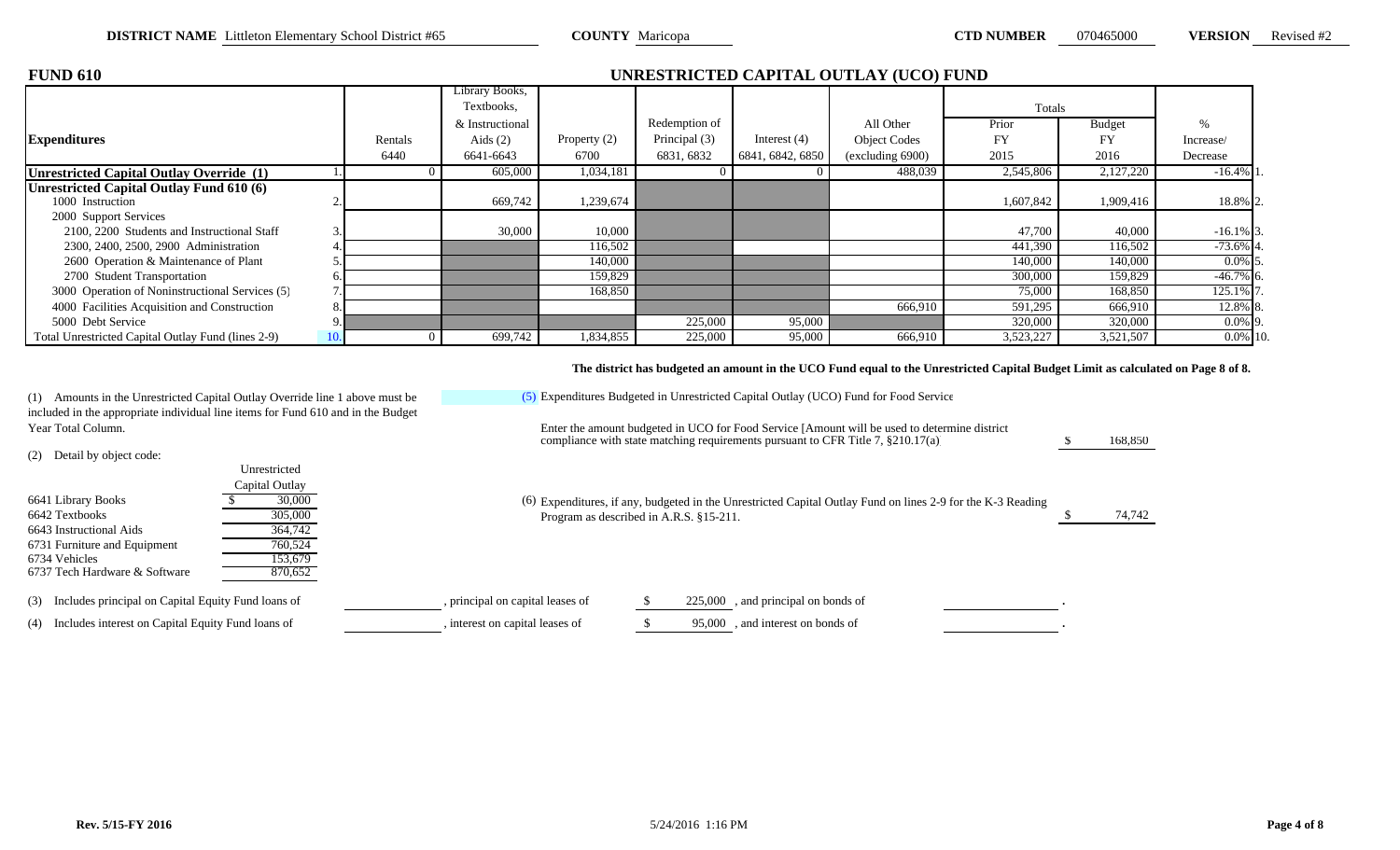**DISTRICT NAME** Littleton Elementary School District #65 **COUNTY** Maricopa **CTD NUMBER** 070465000 **VERSION** Revised #2

## FUND 610

## UNRESTRICTED CAPITAL OUTLAY (UCO) FUND

| Expenditures | | Rentals 6440 | Library Books, Textbooks, & Instructional Aids (2) 6641-6643 | Property (2) 6700 | Redemption of Principal (3) 6831, 6832 | Interest (4) 6841, 6842, 6850 | All Other Object Codes (excluding 6900) | Totals Prior FY 2015 | Budget FY 2016 | % Increase/ Decrease | |
|---|---|---|---|---|---|---|---|---|---|---|---|
| **Unrestricted Capital Outlay Override (1)** | 1. | 0 | 605,000 | 1,034,181 | 0 | 0 | 488,039 | 2,545,806 | 2,127,220 | -16.4% | 1. |
| **Unrestricted Capital Outlay Fund 610 (6)** | | | | | | | | | | | |
| 1000 Instruction | 2. | | 669,742 | 1,239,674 | | | | 1,607,842 | 1,909,416 | 18.8% | 2. |
| 2000 Support Services | | | | | | | | | | | |
| 2100, 2200 Students and Instructional Staff | 3. | | 30,000 | 10,000 | | | | 47,700 | 40,000 | -16.1% | 3. |
| 2300, 2400, 2500, 2900 Administration | 4. | | | 116,502 | | | | 441,390 | 116,502 | -73.6% | 4. |
| 2600 Operation & Maintenance of Plant | 5. | | | 140,000 | | | | 140,000 | 140,000 | 0.0% | 5. |
| 2700 Student Transportation | 6. | | | 159,829 | | | | 300,000 | 159,829 | -46.7% | 6. |
| 3000 Operation of Noninstructional Services (5) | 7. | | | 168,850 | | | | 75,000 | 168,850 | 125.1% | 7. |
| 4000 Facilities Acquisition and Construction | 8. | | | | | | 666,910 | 591,295 | 666,910 | 12.8% | 8. |
| 5000 Debt Service | 9. | | | | 225,000 | 95,000 | | 320,000 | 320,000 | 0.0% | 9. |
| Total Unrestricted Capital Outlay Fund (lines 2-9) | 10. | 0 | 699,742 | 1,834,855 | 225,000 | 95,000 | 666,910 | 3,523,227 | 3,521,507 | 0.0% | 10. |

**The district has budgeted an amount in the UCO Fund equal to the Unrestricted Capital Budget Limit as calculated on Page 8 of 8.**

(1) Amounts in the Unrestricted Capital Outlay Override line 1 above must be included in the appropriate individual line items for Fund 610 and in the Budget Year Total Column.

(2) Detail by object code:

| | Unrestricted Capital Outlay |
|---|---|
| 6641 Library Books | $ 30,000 |
| 6642 Textbooks | 305,000 |
| 6643 Instructional Aids | 364,742 |
| 6731 Furniture and Equipment | 760,524 |
| 6734 Vehicles | 153,679 |
| 6737 Tech Hardware & Software | 870,652 |

(5) Expenditures Budgeted in Unrestricted Capital Outlay (UCO) Fund for Food Service

Enter the amount budgeted in UCO for Food Service [Amount will be used to determine district compliance with state matching requirements pursuant to CFR Title 7, §210.17(a) $ 168,850

(6) Expenditures, if any, budgeted in the Unrestricted Capital Outlay Fund on lines 2-9 for the K-3 Reading Program as described in A.R.S. §15-211. $ 74,742

(3) Includes principal on Capital Equity Fund loans of \_\_\_\_\_\_\_\_, principal on capital leases of $ 225,000 , and principal on bonds of \_\_\_\_\_\_\_\_.

(4) Includes interest on Capital Equity Fund loans of \_\_\_\_\_\_\_\_, interest on capital leases of $ 95,000 , and interest on bonds of \_\_\_\_\_\_\_\_.

Rev. 5/15-FY 2016 5/24/2016 1:16 PM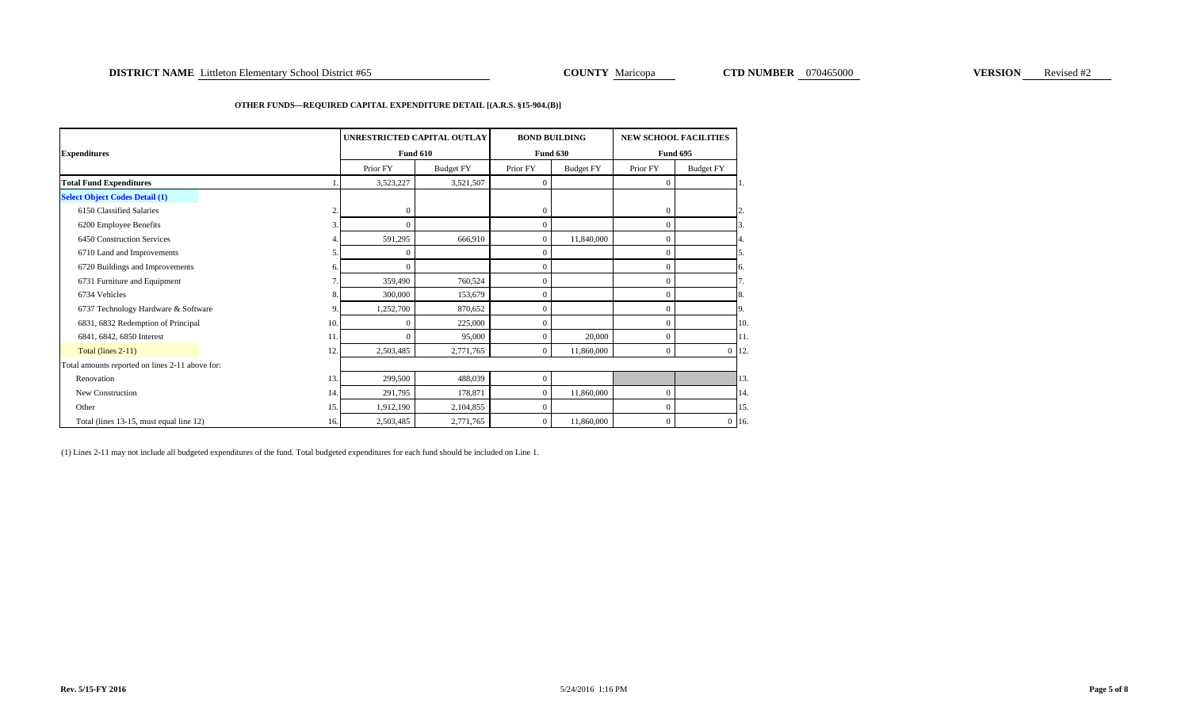**DISTRICT NAME** Littleton Elementary School District #65 **COUNTY** Maricopa **CTD NUMBER** 070465000 **VERSION** Revised #2

**OTHER FUNDS—REQUIRED CAPITAL EXPENDITURE DETAIL [(A.R.S. §15-904.(B)]**

| Expenditures | | UNRESTRICTED CAPITAL OUTLAY Fund 610 | | BOND BUILDING Fund 630 | | NEW SCHOOL FACILITIES Fund 695 | | |
|---|---|---|---|---|---|---|---|---|
| | | Prior FY | Budget FY | Prior FY | Budget FY | Prior FY | Budget FY | |
| **Total Fund Expenditures** | 1. | 3,523,227 | 3,521,507 | 0 | | 0 | | 1. |
| **Select Object Codes Detail (1)** | | | | | | | | |
| 6150 Classified Salaries | 2. | 0 | | 0 | | 0 | | 2. |
| 6200 Employee Benefits | 3. | 0 | | 0 | | 0 | | 3. |
| 6450 Construction Services | 4. | 591,295 | 666,910 | 0 | 11,840,000 | 0 | | 4. |
| 6710 Land and Improvements | 5. | 0 | | 0 | | 0 | | 5. |
| 6720 Buildings and Improvements | 6. | 0 | | 0 | | 0 | | 6. |
| 6731 Furniture and Equipment | 7. | 359,490 | 760,524 | 0 | | 0 | | 7. |
| 6734 Vehicles | 8. | 300,000 | 153,679 | 0 | | 0 | | 8. |
| 6737 Technology Hardware & Software | 9. | 1,252,700 | 870,652 | 0 | | 0 | | 9. |
| 6831, 6832 Redemption of Principal | 10. | 0 | 225,000 | 0 | | 0 | | 10. |
| 6841, 6842, 6850 Interest | 11. | 0 | 95,000 | 0 | 20,000 | 0 | | 11. |
| Total (lines 2-11) | 12. | 2,503,485 | 2,771,765 | 0 | 11,860,000 | 0 | 0 | 12. |
| Total amounts reported on lines 2-11 above for: | | | | | | | | |
| Renovation | 13. | 299,500 | 488,039 | 0 | | | | 13. |
| New Construction | 14. | 291,795 | 178,871 | 0 | 11,860,000 | 0 | | 14. |
| Other | 15. | 1,912,190 | 2,104,855 | 0 | | 0 | | 15. |
| Total (lines 13-15, must equal line 12) | 16. | 2,503,485 | 2,771,765 | 0 | 11,860,000 | 0 | 0 | 16. |

(1) Lines 2-11 may not include all budgeted expenditures of the fund. Total budgeted expenditures for each fund should be included on Line 1.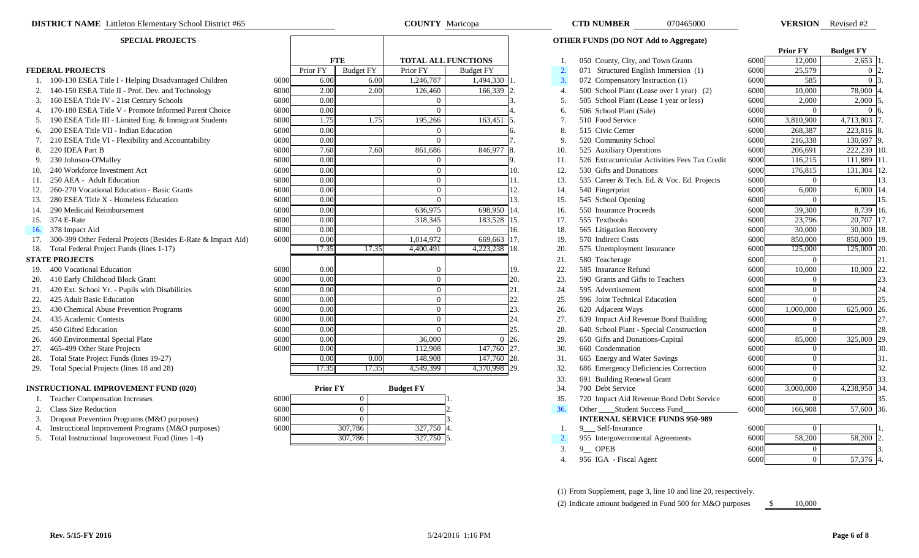**DISTRICT NAME** Littleton Elementary School District #65 **COUNTY** Maricopa **CTD NUMBER** 070465000 **VERSION** Revised #2

## SPECIAL PROJECTS

| | | | FTE | | TOTAL ALL FUNCTIONS | | |
|---|---|---|---|---|---|---|---|
| **FEDERAL PROJECTS** | | | Prior FY | Budget FY | Prior FY | Budget FY | |
| 1. | 100-130 ESEA Title I - Helping Disadvantaged Children | 6000 | 6.00 | 6.00 | 1,246,787 | 1,494,330 | 1. |
| 2. | 140-150 ESEA Title II - Prof. Dev. and Technology | 6000 | 2.00 | 2.00 | 126,460 | 166,339 | 2. |
| 3. | 160 ESEA Title IV - 21st Century Schools | 6000 | 0.00 | | 0 | | 3. |
| 4. | 170-180 ESEA Title V - Promote Informed Parent Choice | 6000 | 0.00 | | 0 | | 4. |
| 5. | 190 ESEA Title III - Limited Eng. & Immigrant Students | 6000 | 1.75 | 1.75 | 195,266 | 163,451 | 5. |
| 6. | 200 ESEA Title VII - Indian Education | 6000 | 0.00 | | 0 | | 6. |
| 7. | 210 ESEA Title VI - Flexibility and Accountability | 6000 | 0.00 | | 0 | | 7. |
| 8. | 220 IDEA Part B | 6000 | 7.60 | 7.60 | 861,686 | 846,977 | 8. |
| 9. | 230 Johnson-O'Malley | 6000 | 0.00 | | 0 | | 9. |
| 10. | 240 Workforce Investment Act | 6000 | 0.00 | | 0 | | 10. |
| 11. | 250 AEA - Adult Education | 6000 | 0.00 | | 0 | | 11. |
| 12. | 260-270 Vocational Education - Basic Grants | 6000 | 0.00 | | 0 | | 12. |
| 13. | 280 ESEA Title X - Homeless Education | 6000 | 0.00 | | 0 | | 13. |
| 14. | 290 Medicaid Reimbursement | 6000 | 0.00 | | 636,975 | 698,950 | 14. |
| 15. | 374 E-Rate | 6000 | 0.00 | | 318,345 | 183,528 | 15. |
| 16. | 378 Impact Aid | 6000 | 0.00 | | 0 | | 16. |
| 17. | 300-399 Other Federal Projects (Besides E-Rate & Impact Aid) | 6000 | 0.00 | | 1,014,972 | 669,663 | 17. |
| 18. | Total Federal Project Funds (lines 1-17) | | 17.35 | 17.35 | 4,400,491 | 4,223,238 | 18. |
| **STATE PROJECTS** | | | | | | | |
| 19. | 400 Vocational Education | 6000 | 0.00 | | 0 | | 19. |
| 20. | 410 Early Childhood Block Grant | 6000 | 0.00 | | 0 | | 20. |
| 21. | 420 Ext. School Yr. - Pupils with Disabilities | 6000 | 0.00 | | 0 | | 21. |
| 22. | 425 Adult Basic Education | 6000 | 0.00 | | 0 | | 22. |
| 23. | 430 Chemical Abuse Prevention Programs | 6000 | 0.00 | | 0 | | 23. |
| 24. | 435 Academic Contests | 6000 | 0.00 | | 0 | | 24. |
| 25. | 450 Gifted Education | 6000 | 0.00 | | 0 | | 25. |
| 26. | 460 Environmental Special Plate | 6000 | 0.00 | | 36,000 | 0 | 26. |
| 27. | 465-499 Other State Projects | 6000 | 0.00 | | 112,908 | 147,760 | 27. |
| 28. | Total State Project Funds (lines 19-27) | | 0.00 | 0.00 | 148,908 | 147,760 | 28. |
| 29. | Total Special Projects (lines 18 and 28) | | 17.35 | 17.35 | 4,549,399 | 4,370,998 | 29. |

### INSTRUCTIONAL IMPROVEMENT FUND (020)

| | | | Prior FY | Budget FY | |
|---|---|---|---|---|---|
| 1. | Teacher Compensation Increases | 6000 | 0 | | 1. |
| 2. | Class Size Reduction | 6000 | 0 | | 2. |
| 3. | Dropout Prevention Programs (M&O purposes) | 6000 | 0 | | 3. |
| 4. | Instructional Improvement Programs (M&O purposes) | 6000 | 307,786 | 327,750 | 4. |
| 5. | Total Instructional Improvement Fund (lines 1-4) | | 307,786 | 327,750 | 5. |

## OTHER FUNDS (DO NOT Add to Aggregate)

| | | | Prior FY | Budget FY | |
|---|---|---|---|---|---|
| 1. | 050 County, City, and Town Grants | 6000 | 12,000 | 2,653 | 1. |
| 2. | 071 Structured English Immersion (1) | 6000 | 25,579 | 0 | 2. |
| 3. | 072 Compensatory Instruction (1) | 6000 | 585 | 0 | 3. |
| 4. | 500 School Plant (Lease over 1 year) (2) | 6000 | 10,000 | 78,000 | 4. |
| 5. | 505 School Plant (Lease 1 year or less) | 6000 | 2,000 | 2,000 | 5. |
| 6. | 506 School Plant (Sale) | 6000 | 0 | 0 | 6. |
| 7. | 510 Food Service | 6000 | 3,810,900 | 4,713,803 | 7. |
| 8. | 515 Civic Center | 6000 | 268,387 | 223,816 | 8. |
| 9. | 520 Community School | 6000 | 216,338 | 130,697 | 9. |
| 10. | 525 Auxiliary Operations | 6000 | 206,691 | 222,230 | 10. |
| 11. | 526 Extracurricular Activities Fees Tax Credit | 6000 | 116,215 | 111,889 | 11. |
| 12. | 530 Gifts and Donations | 6000 | 176,815 | 131,304 | 12. |
| 13. | 535 Career & Tech. Ed. & Voc. Ed. Projects | 6000 | 0 | | 13. |
| 14. | 540 Fingerprint | 6000 | 6,000 | 6,000 | 14. |
| 15. | 545 School Opening | 6000 | 0 | | 15. |
| 16. | 550 Insurance Proceeds | 6000 | 39,300 | 8,739 | 16. |
| 17. | 555 Textbooks | 6000 | 23,796 | 20,707 | 17. |
| 18. | 565 Litigation Recovery | 6000 | 30,000 | 30,000 | 18. |
| 19. | 570 Indirect Costs | 6000 | 850,000 | 850,000 | 19. |
| 20. | 575 Unemployment Insurance | 6000 | 125,000 | 125,000 | 20. |
| 21. | 580 Teacherage | 6000 | 0 | | 21. |
| 22. | 585 Insurance Refund | 6000 | 10,000 | 10,000 | 22. |
| 23. | 590 Grants and Gifts to Teachers | 6000 | 0 | | 23. |
| 24. | 595 Advertisement | 6000 | 0 | | 24. |
| 25. | 596 Joint Technical Education | 6000 | 0 | | 25. |
| 26. | 620 Adjacent Ways | 6000 | 1,000,000 | 625,000 | 26. |
| 27. | 639 Impact Aid Revenue Bond Building | 6000 | 0 | | 27. |
| 28. | 640 School Plant - Special Construction | 6000 | 0 | | 28. |
| 29. | 650 Gifts and Donations-Capital | 6000 | 85,000 | 325,000 | 29. |
| 30. | 660 Condemnation | 6000 | 0 | | 30. |
| 31. | 665 Energy and Water Savings | 6000 | 0 | | 31. |
| 32. | 686 Emergency Deficiencies Correction | 6000 | 0 | | 32. |
| 33. | 691 Building Renewal Grant | 6000 | 0 | | 33. |
| 34. | 700 Debt Service | 6000 | 3,000,000 | 4,238,950 | 34. |
| 35. | 720 Impact Aid Revenue Bond Debt Service | 6000 | 0 | | 35. |
| 36. | Other ____Student Success Fund______________ | 6000 | 166,908 | 57,600 | 36. |
| | **INTERNAL SERVICE FUNDS 950-989** | | | | |
| 1. | 9___ Self-Insurance | 6000 | 0 | | 1. |
| 2. | 955 Intergovernmental Agreements | 6000 | 58,200 | 58,200 | 2. |
| 3. | 9__ OPEB | 6000 | 0 | | 3. |
| 4. | 956 IGA - Fiscal Agent | 6000 | 0 | 57,376 | 4. |

(1) From Supplement, page 3, line 10 and line 20, respectively.

(2) Indicate amount budgeted in Fund 500 for M&O purposes $ 10,000

Rev. 5/15-FY 2016 5/24/2016 1:16 PM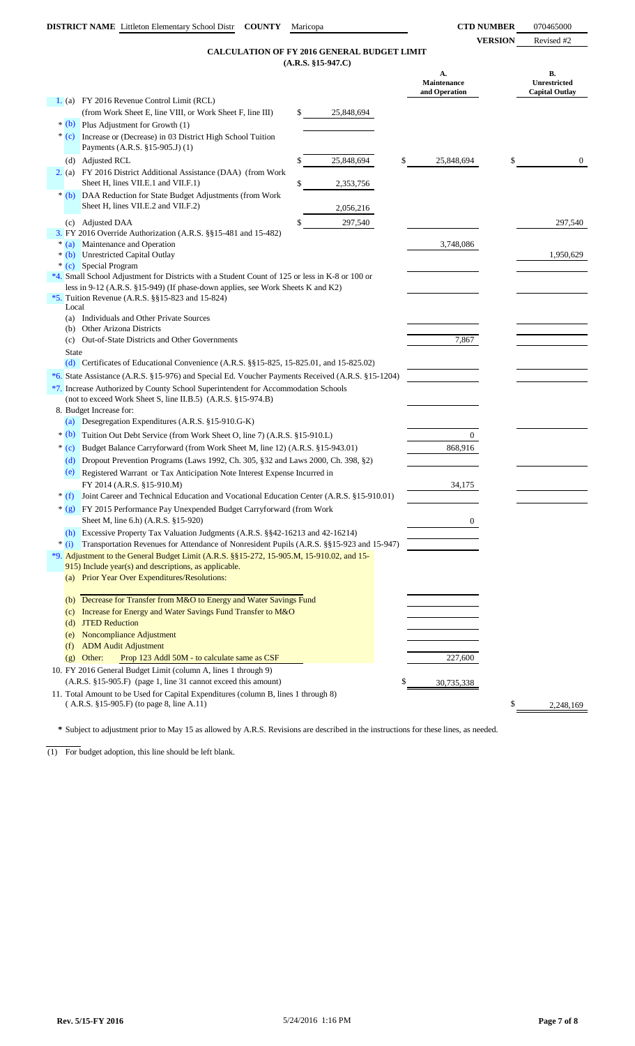**DISTRICT NAME** Littleton Elementary School Distr **COUNTY** Maricopa **CTD NUMBER** 070465000

**VERSION** Revised #2

## CALCULATION OF FY 2016 GENERAL BUDGET LIMIT
### (A.R.S. §15-947.C)

| | | | A. Maintenance and Operation | B. Unrestricted Capital Outlay |
|---|---|---|---|---|
| 1. (a) | FY 2016 Revenue Control Limit (RCL) (from Work Sheet E, line VIII, or Work Sheet F, line III) | $ 25,848,694 | | |
| * (b) | Plus Adjustment for Growth (1) | | | |
| * (c) | Increase or (Decrease) in 03 District High School Tuition Payments (A.R.S. §15-905.J) (1) | | | |
| (d) | Adjusted RCL | $ 25,848,694 | $ 25,848,694 | $ 0 |
| 2. (a) | FY 2016 District Additional Assistance (DAA) (from Work Sheet H, lines VII.E.1 and VII.F.1) | $ 2,353,756 | | |
| * (b) | DAA Reduction for State Budget Adjustments (from Work Sheet H, lines VII.E.2 and VII.F.2) | 2,056,216 | | |
| (c) | Adjusted DAA | $ 297,540 | | 297,540 |
| 3. | FY 2016 Override Authorization (A.R.S. §§15-481 and 15-482) | | | |
| * (a) | Maintenance and Operation | | 3,748,086 | |
| * (b) | Unrestricted Capital Outlay | | | 1,950,629 |
| * (c) | Special Program | | | |
| *4. | Small School Adjustment for Districts with a Student Count of 125 or less in K-8 or 100 or less in 9-12 (A.R.S. §15-949) (If phase-down applies, see Work Sheets K and K2) | | | |
| *5. | Tuition Revenue (A.R.S. §§15-823 and 15-824) | | | |
| | Local | | | |
| (a) | Individuals and Other Private Sources | | | |
| (b) | Other Arizona Districts | | | |
| (c) | Out-of-State Districts and Other Governments | | 7,867 | |
| | State | | | |
| (d) | Certificates of Educational Convenience (A.R.S. §§15-825, 15-825.01, and 15-825.02) | | | |
| *6. | State Assistance (A.R.S. §15-976) and Special Ed. Voucher Payments Received (A.R.S. §15-1204) | | | |
| *7. | Increase Authorized by County School Superintendent for Accommodation Schools (not to exceed Work Sheet S, line II.B.5) (A.R.S. §15-974.B) | | | |
| 8. | Budget Increase for: | | | |
| (a) | Desegregation Expenditures (A.R.S. §15-910.G-K) | | | |
| * (b) | Tuition Out Debt Service (from Work Sheet O, line 7) (A.R.S. §15-910.L) | | 0 | |
| * (c) | Budget Balance Carryforward (from Work Sheet M, line 12) (A.R.S. §15-943.01) | | 868,916 | |
| (d) | Dropout Prevention Programs (Laws 1992, Ch. 305, §32 and Laws 2000, Ch. 398, §2) | | | |
| (e) | Registered Warrant or Tax Anticipation Note Interest Expense Incurred in FY 2014 (A.R.S. §15-910.M) | | 34,175 | |
| * (f) | Joint Career and Technical Education and Vocational Education Center (A.R.S. §15-910.01) | | | |
| * (g) | FY 2015 Performance Pay Unexpended Budget Carryforward (from Work Sheet M, line 6.h) (A.R.S. §15-920) | | 0 | |
| (h) | Excessive Property Tax Valuation Judgments (A.R.S. §§42-16213 and 42-16214) | | | |
| * (i) | Transportation Revenues for Attendance of Nonresident Pupils (A.R.S. §§15-923 and 15-947) | | | |
| *9. | Adjustment to the General Budget Limit (A.R.S. §§15-272, 15-905.M, 15-910.02, and 15-915) Include year(s) and descriptions, as applicable. | | | |
| (a) | Prior Year Over Expenditures/Resolutions: | | | |
| (b) | Decrease for Transfer from M&O to Energy and Water Savings Fund | | | |
| (c) | Increase for Energy and Water Savings Fund Transfer to M&O | | | |
| (d) | JTED Reduction | | | |
| (e) | Noncompliance Adjustment | | | |
| (f) | ADM Audit Adjustment | | | |
| (g) | Other: Prop 123 Addl 50M - to calculate same as CSF | | 227,600 | |
| 10. | FY 2016 General Budget Limit (column A, lines 1 through 9) (A.R.S. §15-905.F) (page 1, line 31 cannot exceed this amount) | | $ 30,735,338 | |
| 11. | Total Amount to be Used for Capital Expenditures (column B, lines 1 through 8) (A.R.S. §15-905.F) (to page 8, line A.11) | | | $ 2,248,169 |

**\*** Subject to adjustment prior to May 15 as allowed by A.R.S. Revisions are described in the instructions for these lines, as needed.

(1) For budget adoption, this line should be left blank.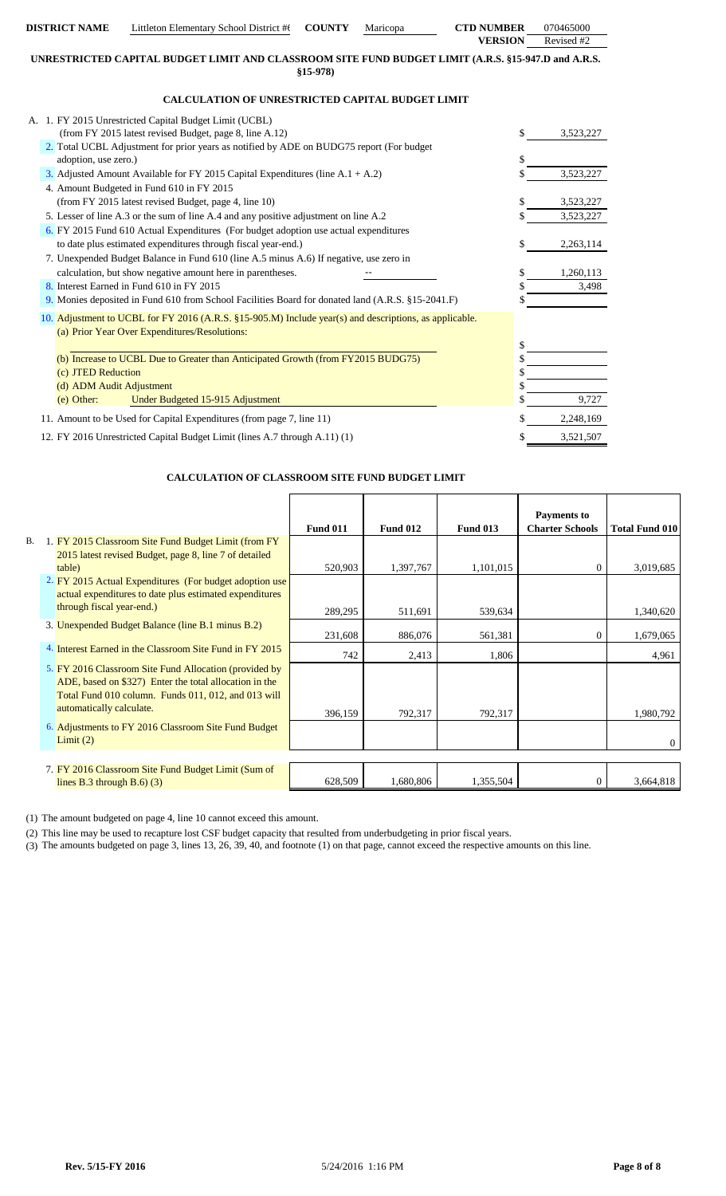**DISTRICT NAME** Littleton Elementary School District #( **COUNTY** Maricopa **CTD NUMBER** 070465000
**VERSION** Revised #2

## UNRESTRICTED CAPITAL BUDGET LIMIT AND CLASSROOM SITE FUND BUDGET LIMIT (A.R.S. §15-947.D and A.R.S. §15-978)

### CALCULATION OF UNRESTRICTED CAPITAL BUDGET LIMIT

| | | |
|---|---|---|
| A. 1. FY 2015 Unrestricted Capital Budget Limit (UCBL) (from FY 2015 latest revised Budget, page 8, line A.12) | $ | 3,523,227 |
| 2. Total UCBL Adjustment for prior years as notified by ADE on BUDG75 report (For budget adoption, use zero.) | $ | |
| 3. Adjusted Amount Available for FY 2015 Capital Expenditures (line A.1 + A.2) | $ | 3,523,227 |
| 4. Amount Budgeted in Fund 610 in FY 2015 (from FY 2015 latest revised Budget, page 4, line 10) | $ | 3,523,227 |
| 5. Lesser of line A.3 or the sum of line A.4 and any positive adjustment on line A.2 | $ | 3,523,227 |
| 6. FY 2015 Fund 610 Actual Expenditures (For budget adoption use actual expenditures to date plus estimated expenditures through fiscal year-end.) | $ | 2,263,114 |
| 7. Unexpended Budget Balance in Fund 610 (line A.5 minus A.6) If negative, use zero in calculation, but show negative amount here in parentheses. -- | $ | 1,260,113 |
| 8. Interest Earned in Fund 610 in FY 2015 | $ | 3,498 |
| 9. Monies deposited in Fund 610 from School Facilities Board for donated land (A.R.S. §15-2041.F) | $ | |
| 10. Adjustment to UCBL for FY 2016 (A.R.S. §15-905.M) Include year(s) and descriptions, as applicable. | | |
| (a) Prior Year Over Expenditures/Resolutions: | $ | |
| (b) Increase to UCBL Due to Greater than Anticipated Growth (from FY2015 BUDG75) | $ | |
| (c) JTED Reduction | $ | |
| (d) ADM Audit Adjustment | $ | |
| (e) Other: Under Budgeted 15-915 Adjustment | $ | 9,727 |
| 11. Amount to be Used for Capital Expenditures (from page 7, line 11) | $ | 2,248,169 |
| 12. FY 2016 Unrestricted Capital Budget Limit (lines A.7 through A.11) (1) | $ | 3,521,507 |

### CALCULATION OF CLASSROOM SITE FUND BUDGET LIMIT

| | Fund 011 | Fund 012 | Fund 013 | Payments to Charter Schools | Total Fund 010 |
|---|---|---|---|---|---|
| B. 1. FY 2015 Classroom Site Fund Budget Limit (from FY 2015 latest revised Budget, page 8, line 7 of detailed table) | 520,903 | 1,397,767 | 1,101,015 | 0 | 3,019,685 |
| 2. FY 2015 Actual Expenditures (For budget adoption use actual expenditures to date plus estimated expenditures through fiscal year-end.) | 289,295 | 511,691 | 539,634 | | 1,340,620 |
| 3. Unexpended Budget Balance (line B.1 minus B.2) | 231,608 | 886,076 | 561,381 | 0 | 1,679,065 |
| 4. Interest Earned in the Classroom Site Fund in FY 2015 | 742 | 2,413 | 1,806 | | 4,961 |
| 5. FY 2016 Classroom Site Fund Allocation (provided by ADE, based on $327) Enter the total allocation in the Total Fund 010 column. Funds 011, 012, and 013 will automatically calculate. | 396,159 | 792,317 | 792,317 | | 1,980,792 |
| 6. Adjustments to FY 2016 Classroom Site Fund Budget Limit (2) | | | | | 0 |
| 7. FY 2016 Classroom Site Fund Budget Limit (Sum of lines B.3 through B.6) (3) | 628,509 | 1,680,806 | 1,355,504 | 0 | 3,664,818 |

(1) The amount budgeted on page 4, line 10 cannot exceed this amount.

(2) This line may be used to recapture lost CSF budget capacity that resulted from underbudgeting in prior fiscal years.

(3) The amounts budgeted on page 3, lines 13, 26, 39, 40, and footnote (1) on that page, cannot exceed the respective amounts on this line.

Rev. 5/15-FY 2016 5/24/2016 1:16 PM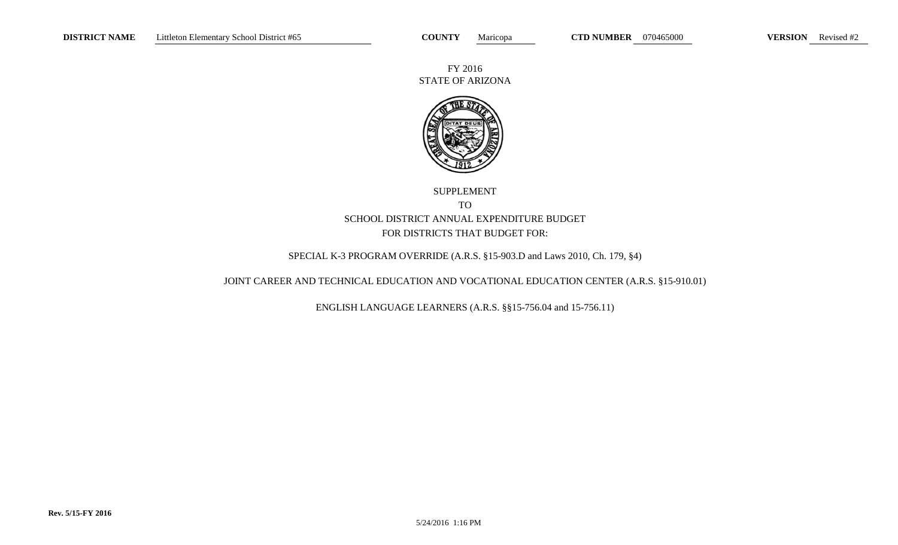**DISTRICT NAME** Littleton Elementary School District #65 **COUNTY** Maricopa **CTD NUMBER** 070465000 **VERSION** Revised #2

FY 2016
STATE OF ARIZONA

SUPPLEMENT
TO
SCHOOL DISTRICT ANNUAL EXPENDITURE BUDGET
FOR DISTRICTS THAT BUDGET FOR:

SPECIAL K-3 PROGRAM OVERRIDE (A.R.S. §15-903.D and Laws 2010, Ch. 179, §4)

JOINT CAREER AND TECHNICAL EDUCATION AND VOCATIONAL EDUCATION CENTER (A.R.S. §15-910.01)

ENGLISH LANGUAGE LEARNERS (A.R.S. §§15-756.04 and 15-756.11)

Rev. 5/15-FY 2016

5/24/2016 1:16 PM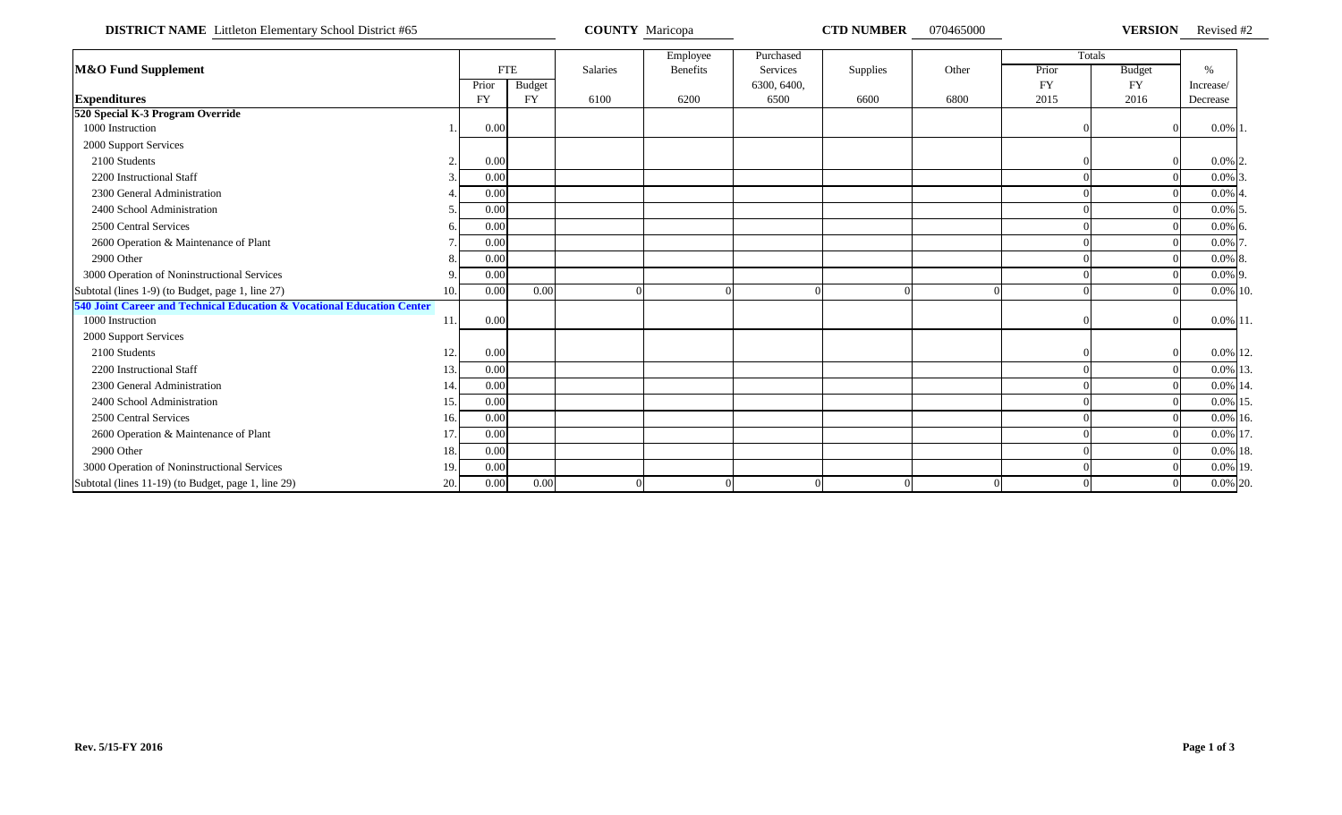**DISTRICT NAME** Littleton Elementary School District #65 **COUNTY** Maricopa **CTD NUMBER** 070465000 **VERSION** Revised #2

| M&O Fund Supplement | | FTE | | Salaries | Employee Benefits | Purchased Services | Supplies | Other | Totals | | % | |
|---|---|---|---|---|---|---|---|---|---|---|---|---|
| | | Prior | Budget | | | 6300, 6400, | | | Prior | Budget | Increase/ | |
| **Expenditures** | | FY | FY | 6100 | 6200 | 6500 | 6600 | 6800 | FY 2015 | FY 2016 | Decrease | |
| **520 Special K-3 Program Override** | | | | | | | | | | | | |
| 1000 Instruction | 1. | 0.00 | | | | | | | 0 | 0 | 0.0% | 1. |
| 2000 Support Services | | | | | | | | | | | | |
| 2100 Students | 2. | 0.00 | | | | | | | 0 | 0 | 0.0% | 2. |
| 2200 Instructional Staff | 3. | 0.00 | | | | | | | 0 | 0 | 0.0% | 3. |
| 2300 General Administration | 4. | 0.00 | | | | | | | 0 | 0 | 0.0% | 4. |
| 2400 School Administration | 5. | 0.00 | | | | | | | 0 | 0 | 0.0% | 5. |
| 2500 Central Services | 6. | 0.00 | | | | | | | 0 | 0 | 0.0% | 6. |
| 2600 Operation & Maintenance of Plant | 7. | 0.00 | | | | | | | 0 | 0 | 0.0% | 7. |
| 2900 Other | 8. | 0.00 | | | | | | | 0 | 0 | 0.0% | 8. |
| 3000 Operation of Noninstructional Services | 9. | 0.00 | | | | | | | 0 | 0 | 0.0% | 9. |
| Subtotal (lines 1-9) (to Budget, page 1, line 27) | 10. | 0.00 | 0.00 | 0 | 0 | 0 | 0 | 0 | 0 | 0 | 0.0% | 10. |
| **540 Joint Career and Technical Education & Vocational Education Center** | | | | | | | | | | | | |
| 1000 Instruction | 11. | 0.00 | | | | | | | 0 | 0 | 0.0% | 11. |
| 2000 Support Services | | | | | | | | | | | | |
| 2100 Students | 12. | 0.00 | | | | | | | 0 | 0 | 0.0% | 12. |
| 2200 Instructional Staff | 13. | 0.00 | | | | | | | 0 | 0 | 0.0% | 13. |
| 2300 General Administration | 14. | 0.00 | | | | | | | 0 | 0 | 0.0% | 14. |
| 2400 School Administration | 15. | 0.00 | | | | | | | 0 | 0 | 0.0% | 15. |
| 2500 Central Services | 16. | 0.00 | | | | | | | 0 | 0 | 0.0% | 16. |
| 2600 Operation & Maintenance of Plant | 17. | 0.00 | | | | | | | 0 | 0 | 0.0% | 17. |
| 2900 Other | 18. | 0.00 | | | | | | | 0 | 0 | 0.0% | 18. |
| 3000 Operation of Noninstructional Services | 19. | 0.00 | | | | | | | 0 | 0 | 0.0% | 19. |
| Subtotal (lines 11-19) (to Budget, page 1, line 29) | 20. | 0.00 | 0.00 | 0 | 0 | 0 | 0 | 0 | 0 | 0 | 0.0% | 20. |

**Rev. 5/15-FY 2016**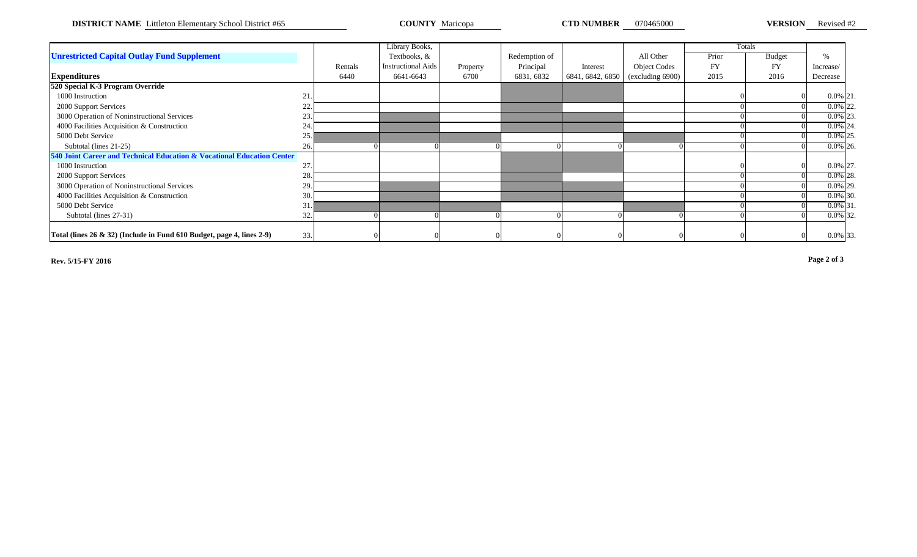**DISTRICT NAME** Littleton Elementary School District #65 **COUNTY** Maricopa **CTD NUMBER** 070465000 **VERSION** Revised #2

| Unrestricted Capital Outlay Fund Supplement | | Rentals | Library Books, Textbooks, & Instructional Aids | Property | Redemption of Principal | Interest | All Other Object Codes | Totals | | % |
|---|---|---|---|---|---|---|---|---|---|---|
| | | | | | | | | Prior FY | Budget FY | Increase/ |
| **Expenditures** | | 6440 | 6641-6643 | 6700 | 6831, 6832 | 6841, 6842, 6850 | (excluding 6900) | 2015 | 2016 | Decrease |
| **520 Special K-3 Program Override** | | | | | | | | | | |
| 1000 Instruction | 21. | | | | | | | 0 | 0 | 0.0% 21. |
| 2000 Support Services | 22. | | | | | | | 0 | 0 | 0.0% 22. |
| 3000 Operation of Noninstructional Services | 23. | | | | | | | 0 | 0 | 0.0% 23. |
| 4000 Facilities Acquisition & Construction | 24. | | | | | | | 0 | 0 | 0.0% 24. |
| 5000 Debt Service | 25. | | | | | | | 0 | 0 | 0.0% 25. |
| Subtotal (lines 21-25) | 26. | 0 | 0 | 0 | 0 | 0 | 0 | 0 | 0 | 0.0% 26. |
| **540 Joint Career and Technical Education & Vocational Education Center** | | | | | | | | | | |
| 1000 Instruction | 27. | | | | | | | 0 | 0 | 0.0% 27. |
| 2000 Support Services | 28. | | | | | | | 0 | 0 | 0.0% 28. |
| 3000 Operation of Noninstructional Services | 29. | | | | | | | 0 | 0 | 0.0% 29. |
| 4000 Facilities Acquisition & Construction | 30. | | | | | | | 0 | 0 | 0.0% 30. |
| 5000 Debt Service | 31. | | | | | | | 0 | 0 | 0.0% 31. |
| Subtotal (lines 27-31) | 32. | 0 | 0 | 0 | 0 | 0 | 0 | 0 | 0 | 0.0% 32. |
| **Total (lines 26 & 32) (Include in Fund 610 Budget, page 4, lines 2-9)** | 33. | 0 | 0 | 0 | 0 | 0 | 0 | 0 | 0 | 0.0% 33. |

**Rev. 5/15-FY 2016**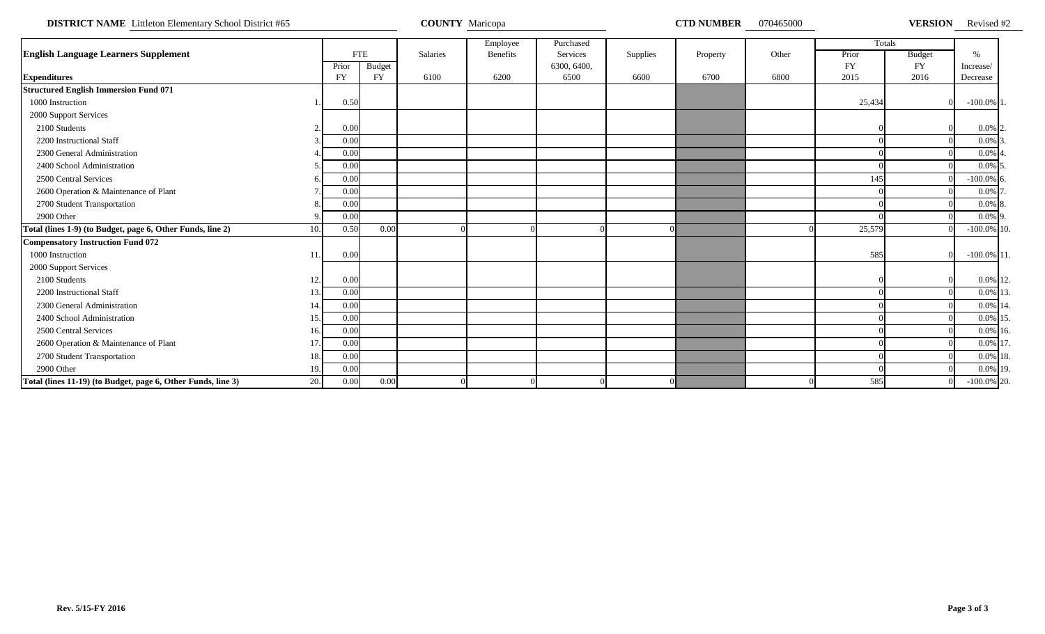**DISTRICT NAME** Littleton Elementary School District #65 **COUNTY** Maricopa **CTD NUMBER** 070465000 **VERSION** Revised #2

| English Language Learners Supplement | | FTE | | Salaries | Employee Benefits | Purchased Services | Supplies | Property | Other | Totals | | % | |
|---|---|---|---|---|---|---|---|---|---|---|---|---|---|
| | | Prior | Budget | | | 6300, 6400, | | | | Prior | Budget | Increase/ | |
| **Expenditures** | | FY | FY | 6100 | 6200 | 6500 | 6600 | 6700 | 6800 | FY 2015 | FY 2016 | Decrease | |
| **Structured English Immersion Fund 071** | | | | | | | | | | | | | |
| 1000 Instruction | 1. | 0.50 | | | | | | | | 25,434 | 0 | -100.0% | 1. |
| 2000 Support Services | | | | | | | | | | | | | |
| 2100 Students | 2. | 0.00 | | | | | | | | 0 | 0 | 0.0% | 2. |
| 2200 Instructional Staff | 3. | 0.00 | | | | | | | | 0 | 0 | 0.0% | 3. |
| 2300 General Administration | 4. | 0.00 | | | | | | | | 0 | 0 | 0.0% | 4. |
| 2400 School Administration | 5. | 0.00 | | | | | | | | 0 | 0 | 0.0% | 5. |
| 2500 Central Services | 6. | 0.00 | | | | | | | | 145 | 0 | -100.0% | 6. |
| 2600 Operation & Maintenance of Plant | 7. | 0.00 | | | | | | | | 0 | 0 | 0.0% | 7. |
| 2700 Student Transportation | 8. | 0.00 | | | | | | | | 0 | 0 | 0.0% | 8. |
| 2900 Other | 9. | 0.00 | | | | | | | | 0 | 0 | 0.0% | 9. |
| **Total (lines 1-9) (to Budget, page 6, Other Funds, line 2)** | 10. | 0.50 | 0.00 | 0 | 0 | 0 | 0 | | 0 | 25,579 | 0 | -100.0% | 10. |
| **Compensatory Instruction Fund 072** | | | | | | | | | | | | | |
| 1000 Instruction | 11. | 0.00 | | | | | | | | 585 | 0 | -100.0% | 11. |
| 2000 Support Services | | | | | | | | | | | | | |
| 2100 Students | 12. | 0.00 | | | | | | | | 0 | 0 | 0.0% | 12. |
| 2200 Instructional Staff | 13. | 0.00 | | | | | | | | 0 | 0 | 0.0% | 13. |
| 2300 General Administration | 14. | 0.00 | | | | | | | | 0 | 0 | 0.0% | 14. |
| 2400 School Administration | 15. | 0.00 | | | | | | | | 0 | 0 | 0.0% | 15. |
| 2500 Central Services | 16. | 0.00 | | | | | | | | 0 | 0 | 0.0% | 16. |
| 2600 Operation & Maintenance of Plant | 17. | 0.00 | | | | | | | | 0 | 0 | 0.0% | 17. |
| 2700 Student Transportation | 18. | 0.00 | | | | | | | | 0 | 0 | 0.0% | 18. |
| 2900 Other | 19. | 0.00 | | | | | | | | 0 | 0 | 0.0% | 19. |
| **Total (lines 11-19) (to Budget, page 6, Other Funds, line 3)** | 20. | 0.00 | 0.00 | 0 | 0 | 0 | 0 | | 0 | 585 | 0 | -100.0% | 20. |

**Rev. 5/15-FY 2016**